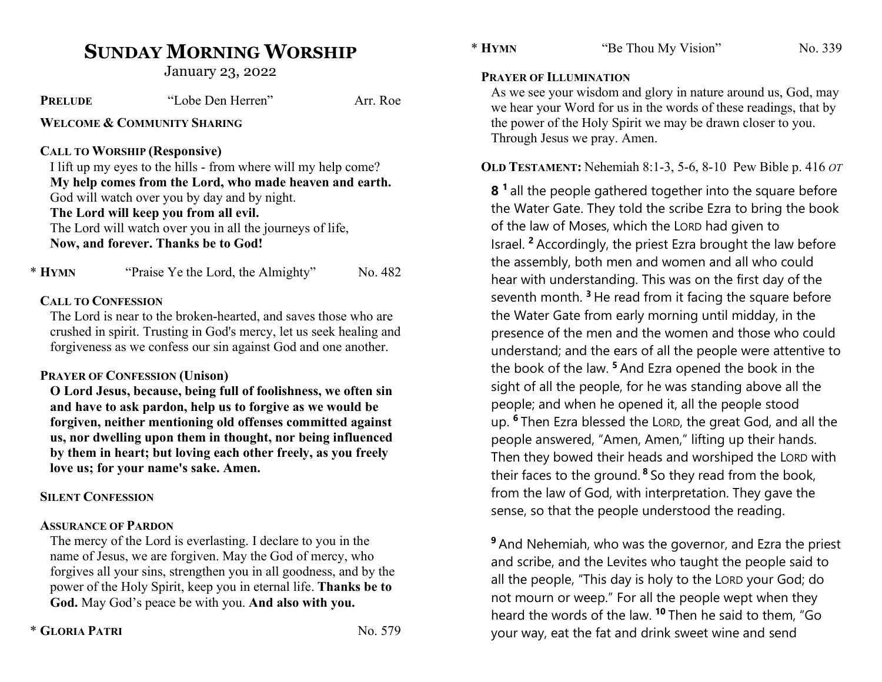# SUNDAY MORNING WORSHIP

January 23, 2022

**PRELUDE** "Lobe Den Herren" Arr. Roe

**WELCOME & COMMUNITY SHARING**

**CALL TO WORSHIP (Responsive)**

I lift up my eyes to the hills - from where will my help come?
**My help comes from the Lord, who made heaven and earth.**
God will watch over you by day and by night.
**The Lord will keep you from all evil.**
The Lord will watch over you in all the journeys of life,
**Now, and forever. Thanks be to God!**

\* **HYMN** "Praise Ye the Lord, the Almighty" No. 482

**CALL TO CONFESSION**

The Lord is near to the broken-hearted, and saves those who are crushed in spirit. Trusting in God's mercy, let us seek healing and forgiveness as we confess our sin against God and one another.

**PRAYER OF CONFESSION (Unison)**

**O Lord Jesus, because, being full of foolishness, we often sin and have to ask pardon, help us to forgive as we would be forgiven, neither mentioning old offenses committed against us, nor dwelling upon them in thought, nor being influenced by them in heart; but loving each other freely, as you freely love us; for your name's sake. Amen.**

**SILENT CONFESSION**

**ASSURANCE OF PARDON**

The mercy of the Lord is everlasting. I declare to you in the name of Jesus, we are forgiven. May the God of mercy, who forgives all your sins, strengthen you in all goodness, and by the power of the Holy Spirit, keep you in eternal life. **Thanks be to God.** May God's peace be with you. **And also with you.**

\* **GLORIA PATRI** No. 579

\* **HYMN** "Be Thou My Vision" No. 339

**PRAYER OF ILLUMINATION**

As we see your wisdom and glory in nature around us, God, may we hear your Word for us in the words of these readings, that by the power of the Holy Spirit we may be drawn closer to you. Through Jesus we pray. Amen.

**OLD TESTAMENT:** Nehemiah 8:1-3, 5-6, 8-10 Pew Bible p. 416 *OT*

**8** [1] all the people gathered together into the square before the Water Gate. They told the scribe Ezra to bring the book of the law of Moses, which the LORD had given to Israel. [2] Accordingly, the priest Ezra brought the law before the assembly, both men and women and all who could hear with understanding. This was on the first day of the seventh month. [3] He read from it facing the square before the Water Gate from early morning until midday, in the presence of the men and the women and those who could understand; and the ears of all the people were attentive to the book of the law. [5] And Ezra opened the book in the sight of all the people, for he was standing above all the people; and when he opened it, all the people stood up. [6] Then Ezra blessed the LORD, the great God, and all the people answered, "Amen, Amen," lifting up their hands. Then they bowed their heads and worshiped the LORD with their faces to the ground. [8] So they read from the book, from the law of God, with interpretation. They gave the sense, so that the people understood the reading.

[9] And Nehemiah, who was the governor, and Ezra the priest and scribe, and the Levites who taught the people said to all the people, "This day is holy to the LORD your God; do not mourn or weep." For all the people wept when they heard the words of the law. [10] Then he said to them, "Go your way, eat the fat and drink sweet wine and send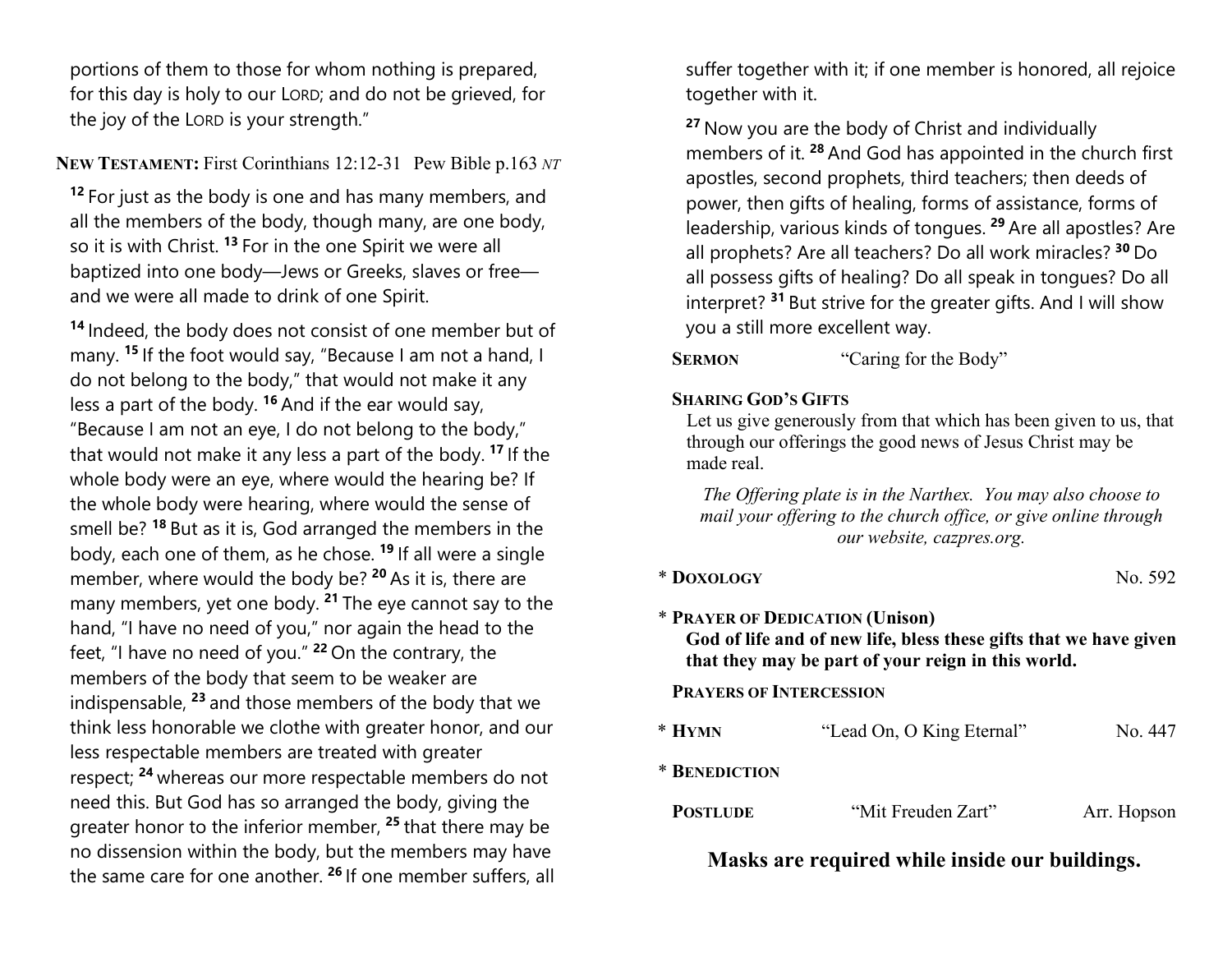portions of them to those for whom nothing is prepared, for this day is holy to our LORD; and do not be grieved, for the joy of the LORD is your strength."

**NEW TESTAMENT:** First Corinthians 12:12-31 Pew Bible p.163 *NT*

[12] For just as the body is one and has many members, and all the members of the body, though many, are one body, so it is with Christ. [13] For in the one Spirit we were all baptized into one body—Jews or Greeks, slaves or free—and we were all made to drink of one Spirit.

[14] Indeed, the body does not consist of one member but of many. [15] If the foot would say, "Because I am not a hand, I do not belong to the body," that would not make it any less a part of the body. [16] And if the ear would say, "Because I am not an eye, I do not belong to the body," that would not make it any less a part of the body. [17] If the whole body were an eye, where would the hearing be? If the whole body were hearing, where would the sense of smell be? [18] But as it is, God arranged the members in the body, each one of them, as he chose. [19] If all were a single member, where would the body be? [20] As it is, there are many members, yet one body. [21] The eye cannot say to the hand, "I have no need of you," nor again the head to the feet, "I have no need of you." [22] On the contrary, the members of the body that seem to be weaker are indispensable, [23] and those members of the body that we think less honorable we clothe with greater honor, and our less respectable members are treated with greater respect; [24] whereas our more respectable members do not need this. But God has so arranged the body, giving the greater honor to the inferior member, [25] that there may be no dissension within the body, but the members may have the same care for one another. [26] If one member suffers, all suffer together with it; if one member is honored, all rejoice together with it.

[27] Now you are the body of Christ and individually members of it. [28] And God has appointed in the church first apostles, second prophets, third teachers; then deeds of power, then gifts of healing, forms of assistance, forms of leadership, various kinds of tongues. [29] Are all apostles? Are all prophets? Are all teachers? Do all work miracles? [30] Do all possess gifts of healing? Do all speak in tongues? Do all interpret? [31] But strive for the greater gifts. And I will show you a still more excellent way.

**SERMON** "Caring for the Body"

**SHARING GOD'S GIFTS**

Let us give generously from that which has been given to us, that through our offerings the good news of Jesus Christ may be made real.

*The Offering plate is in the Narthex. You may also choose to mail your offering to the church office, or give online through our website, cazpres.org.*

\* **DOXOLOGY** No. 592

\* **PRAYER OF DEDICATION (Unison)**

**God of life and of new life, bless these gifts that we have given that they may be part of your reign in this world.**

**PRAYERS OF INTERCESSION**

\* **HYMN** "Lead On, O King Eternal" No. 447

\* **BENEDICTION**

**POSTLUDE** "Mit Freuden Zart" Arr. Hopson

**Masks are required while inside our buildings.**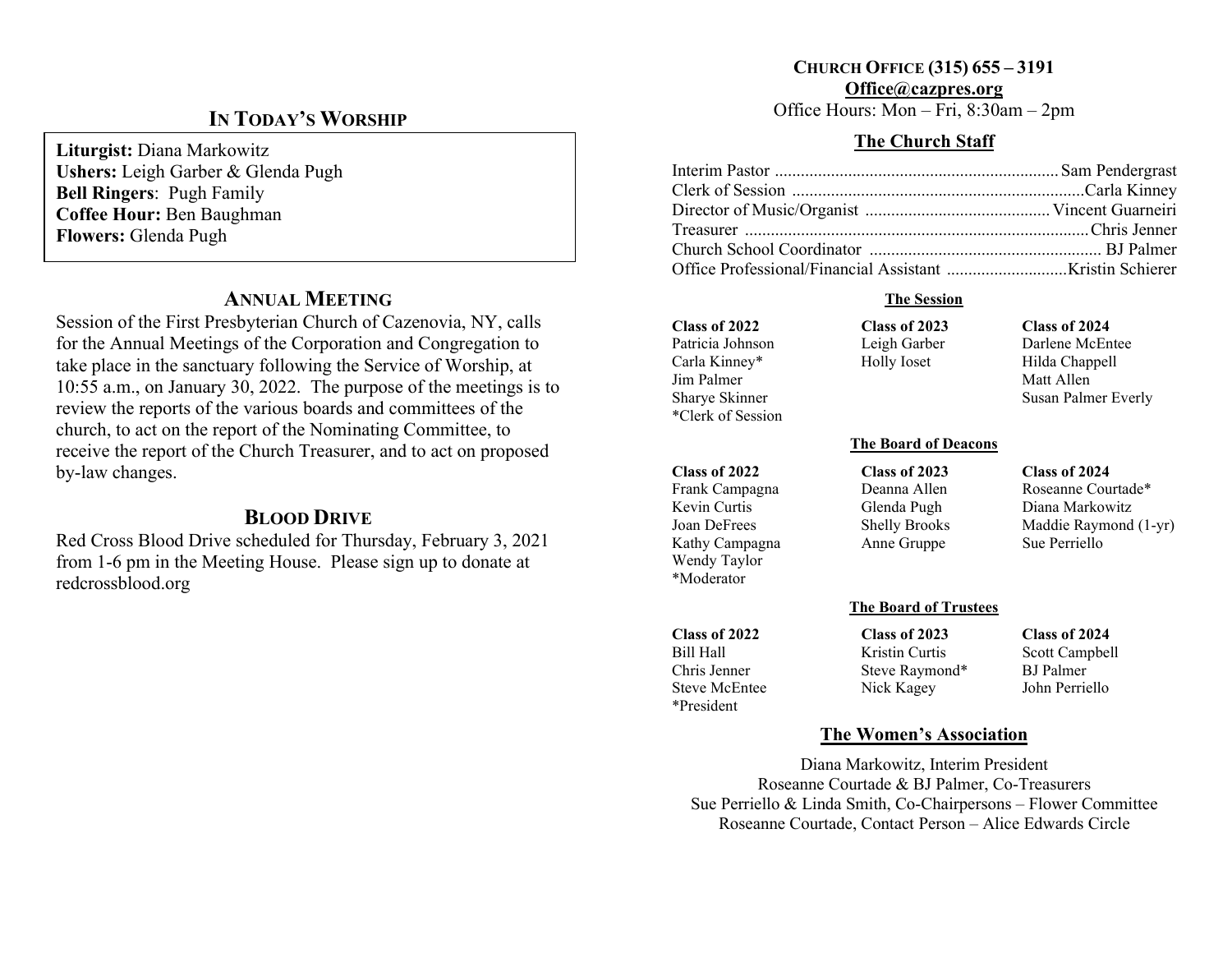## In Today's Worship

**Liturgist:** Diana Markowitz
**Ushers:** Leigh Garber & Glenda Pugh
**Bell Ringers**: Pugh Family
**Coffee Hour:** Ben Baughman
**Flowers:** Glenda Pugh

## Annual Meeting

Session of the First Presbyterian Church of Cazenovia, NY, calls for the Annual Meetings of the Corporation and Congregation to take place in the sanctuary following the Service of Worship, at 10:55 a.m., on January 30, 2022. The purpose of the meetings is to review the reports of the various boards and committees of the church, to act on the report of the Nominating Committee, to receive the report of the Church Treasurer, and to act on proposed by-law changes.

## Blood Drive

Red Cross Blood Drive scheduled for Thursday, February 3, 2021 from 1-6 pm in the Meeting House. Please sign up to donate at redcrossblood.org

**Church Office (315) 655 – 3191**
**Office@cazpres.org**
Office Hours: Mon – Fri, 8:30am – 2pm

## The Church Staff

| | |
|---|---|
| Interim Pastor | Sam Pendergrast |
| Clerk of Session | Carla Kinney |
| Director of Music/Organist | Vincent Guarneiri |
| Treasurer | Chris Jenner |
| Church School Coordinator | BJ Palmer |
| Office Professional/Financial Assistant | Kristin Schierer |

### The Session

| Class of 2022 | Class of 2023 | Class of 2024 |
|---|---|---|
| Patricia Johnson | Leigh Garber | Darlene McEntee |
| Carla Kinney* | Holly Ioset | Hilda Chappell |
| Jim Palmer | | Matt Allen |
| Sharye Skinner | | Susan Palmer Everly |
| *Clerk of Session | | |

### The Board of Deacons

| Class of 2022 | Class of 2023 | Class of 2024 |
|---|---|---|
| Frank Campagna | Deanna Allen | Roseanne Courtade* |
| Kevin Curtis | Glenda Pugh | Diana Markowitz |
| Joan DeFrees | Shelly Brooks | Maddie Raymond (1-yr) |
| Kathy Campagna | Anne Gruppe | Sue Perriello |
| Wendy Taylor | | |
| *Moderator | | |

### The Board of Trustees

| Class of 2022 | Class of 2023 | Class of 2024 |
|---|---|---|
| Bill Hall | Kristin Curtis | Scott Campbell |
| Chris Jenner | Steve Raymond* | BJ Palmer |
| Steve McEntee | Nick Kagey | John Perriello |
| *President | | |

## The Women's Association

Diana Markowitz, Interim President
Roseanne Courtade & BJ Palmer, Co-Treasurers
Sue Perriello & Linda Smith, Co-Chairpersons – Flower Committee
Roseanne Courtade, Contact Person – Alice Edwards Circle